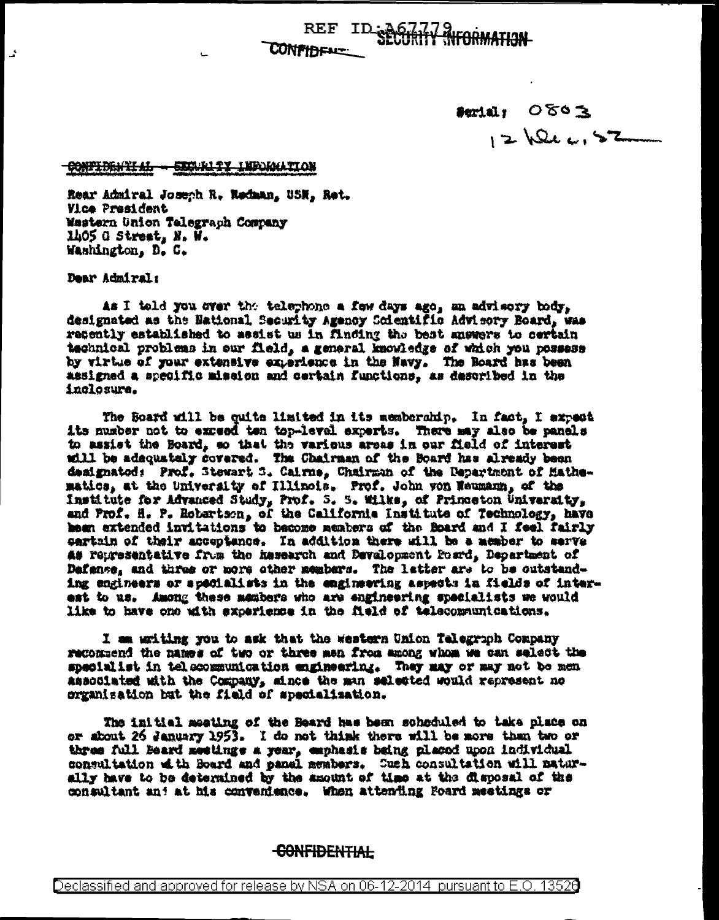REF ID:A67779 SECURITY INFORMATION

CONFIDENTIAL

Serial: 0803
12 Dec. 52

CONFIDENTIAL - SECURITY INFORMATION

Rear Admiral Joseph R. Redman, USN, Ret.
Vice President
Western Union Telegraph Company
1405 G Street, N. W.
Washington, D. C.

Dear Admiral:

As I told you over the telephone a few days ago, an advisory body, designated as the National Security Agency Scientific Advisory Board, was recently established to assist us in finding the best answers to certain technical problems in our field, a general knowledge of which you possess by virtue of your extensive experience in the Navy. The Board has been assigned a specific mission and certain functions, as described in the inclosure.

The Board will be quite limited in its membership. In fact, I expect its number not to exceed ten top-level experts. There may also be panels to assist the Board, so that the various areas in our field of interest will be adequately covered. The Chairman of the Board has already been designated: Prof. Stewart S. Cairns, Chairman of the Department of Mathematics, at the University of Illinois. Prof. John von Neumann, of the Institute for Advanced Study, Prof. S. S. Wilks, of Princeton University, and Prof. H. P. Robertson, of the California Institute of Technology, have been extended invitations to become members of the Board and I feel fairly certain of their acceptance. In addition there will be a member to serve as representative from the Research and Development Board, Department of Defense, and three or more other members. The latter are to be outstanding engineers or specialists in the engineering aspects in fields of interest to us. Among these members who are engineering specialists we would like to have one with experience in the field of telecommunications.

I am writing you to ask that the Western Union Telegraph Company recommend the names of two or three men from among whom we can select the specialist in telecommunication engineering. They may or may not be men associated with the Company, since the man selected would represent no organization but the field of specialization.

The initial meeting of the Board has been scheduled to take place on or about 26 January 1953. I do not think there will be more than two or three full Board meetings a year, emphasis being placed upon individual consultation with Board and panel members. Such consultation will naturally have to be determined by the amount of time at the disposal of the consultant and at his convenience. When attending Board meetings or

CONFIDENTIAL

Declassified and approved for release by NSA on 06-12-2014 pursuant to E.O. 13526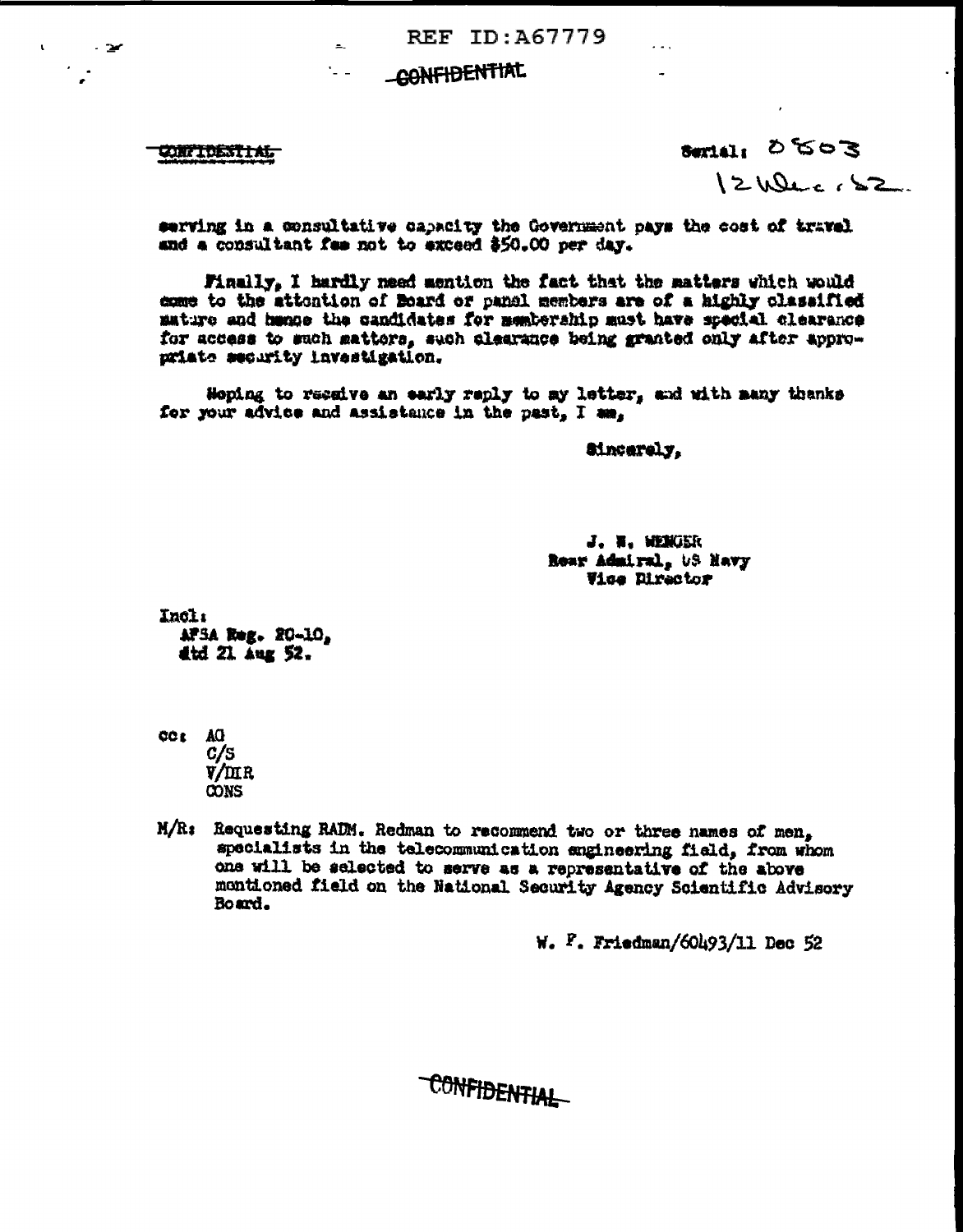REF ID:A67779

CONFIDENTIAL

CONFIDENTIAL

Serial: 0503
12 Dec. 52

serving in a consultative capacity the Government pays the cost of travel and a consultant fee not to exceed $50.00 per day.

Finally, I hardly need mention the fact that the matters which would come to the attention of Board or panel members are of a highly classified nature and hence the candidates for membership must have special clearance for access to such matters, such clearance being granted only after appropriate security investigation.

Hoping to receive an early reply to my letter, and with many thanks for your advice and assistance in the past, I am,

Sincerely,

J. N. WENGER
Rear Admiral, US Navy
Vice Director

Incl:
AFSA Reg. 20-10,
dtd 21 Aug 52.

cc: AG
C/S
V/DIR
CONS

M/R: Requesting RADM. Redman to recommend two or three names of men, specialists in the telecommunication engineering field, from whom one will be selected to serve as a representative of the above mentioned field on the National Security Agency Scientific Advisory Board.

W. F. Friedman/60493/11 Dec 52

CONFIDENTIAL